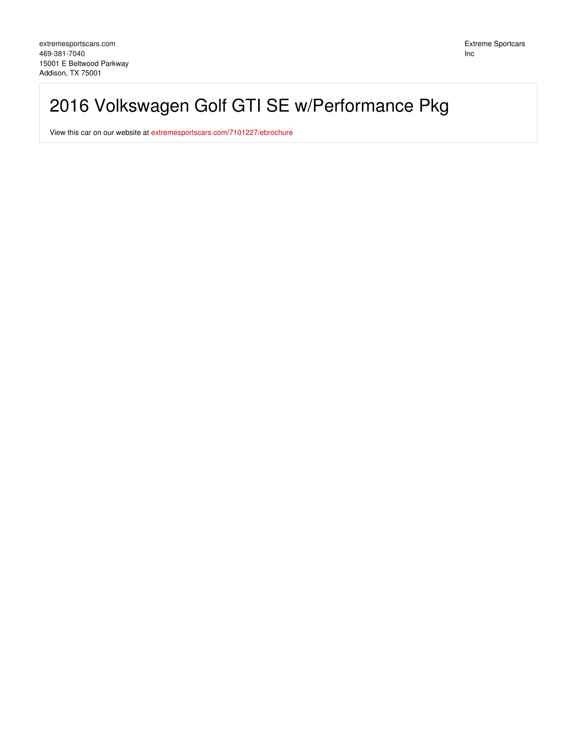extremesportscars.com
469-381-7040
15001 E Beltwood Parkway
Addison, TX 75001

Extreme Sportcars Inc

# 2016 Volkswagen Golf GTI SE w/Performance Pkg

View this car on our website at extremesportscars.com/7101227/ebrochure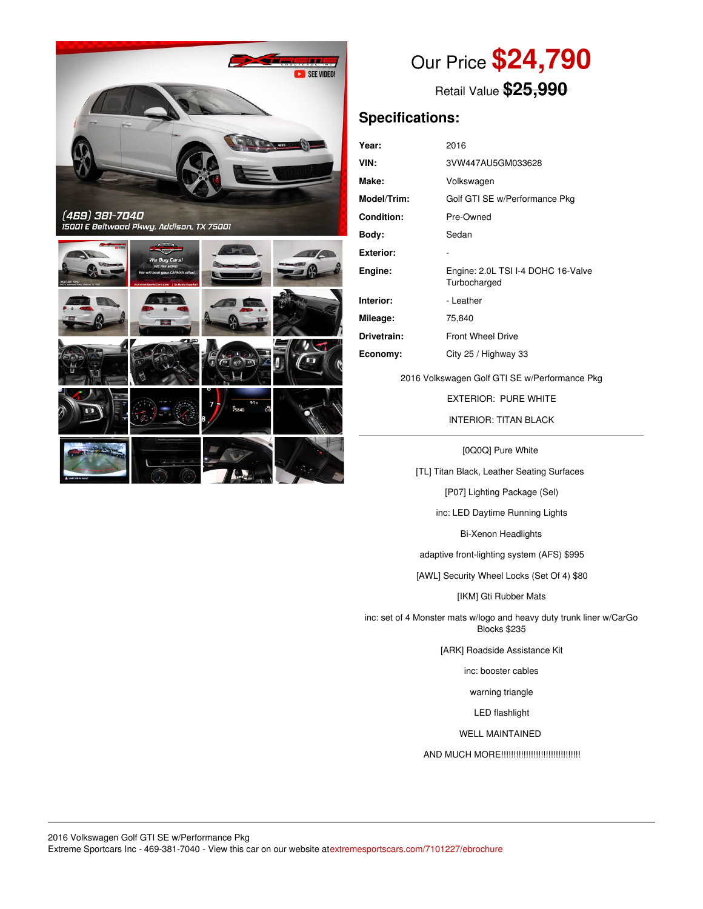Our Price **$24,790**

Retail Value ~~$25,990~~

## Specifications:

| | |
|---|---|
| **Year:** | 2016 |
| **VIN:** | 3VW447AU5GM033628 |
| **Make:** | Volkswagen |
| **Model/Trim:** | Golf GTI SE w/Performance Pkg |
| **Condition:** | Pre-Owned |
| **Body:** | Sedan |
| **Exterior:** | - |
| **Engine:** | Engine: 2.0L TSI I-4 DOHC 16-Valve Turbocharged |
| **Interior:** | - Leather |
| **Mileage:** | 75,840 |
| **Drivetrain:** | Front Wheel Drive |
| **Economy:** | City 25 / Highway 33 |

2016 Volkswagen Golf GTI SE w/Performance Pkg

EXTERIOR: PURE WHITE

INTERIOR: TITAN BLACK

---

[0Q0Q] Pure White

[TL] Titan Black, Leather Seating Surfaces

[P07] Lighting Package (Sel)

inc: LED Daytime Running Lights

Bi-Xenon Headlights

adaptive front-lighting system (AFS) $995

[AWL] Security Wheel Locks (Set Of 4) $80

[IKM] Gti Rubber Mats

inc: set of 4 Monster mats w/logo and heavy duty trunk liner w/CarGo Blocks $235

[ARK] Roadside Assistance Kit

inc: booster cables

warning triangle

LED flashlight

WELL MAINTAINED

AND MUCH MORE!!!!!!!!!!!!!!!!!!!!!!!!!!!!!!!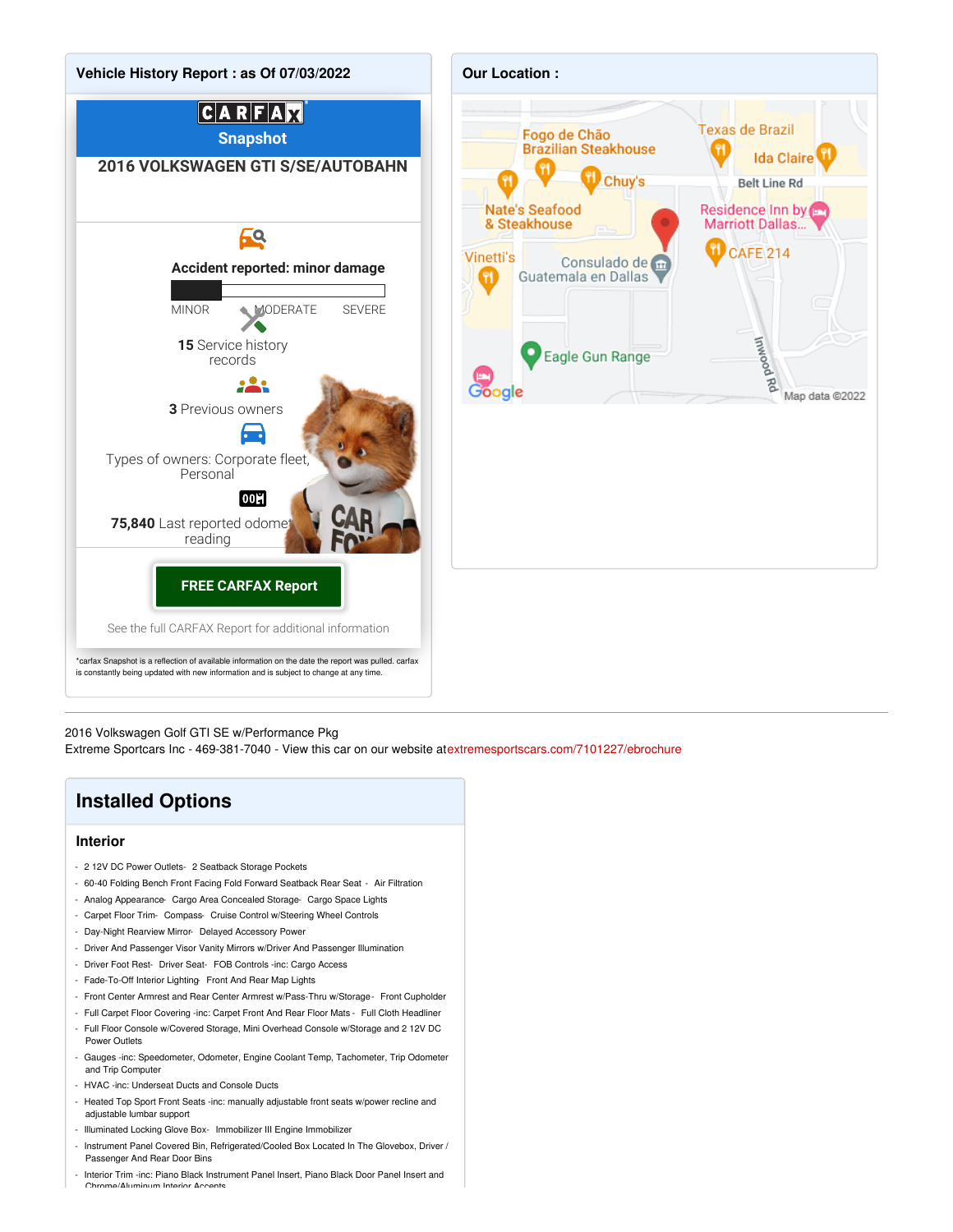## Vehicle History Report : as Of 07/03/2022

CARFAX Snapshot

**2016 VOLKSWAGEN GTI S/SE/AUTOBAHN**

**Accident reported: minor damage**

MINOR MODERATE SEVERE

**15** Service history records

**3** Previous owners

Types of owners: Corporate fleet, Personal

**75,840** Last reported odometer reading

**FREE CARFAX Report**

See the full CARFAX Report for additional information

*carfax Snapshot is a reflection of available information on the date the report was pulled. carfax is constantly being updated with new information and is subject to change at any time.

## Our Location :

Fogo de Chão Brazilian Steakhouse, Texas de Brazil, Ida Claire, Chuy's, Belt Line Rd, Nate's Seafood & Steakhouse, Residence Inn by Marriott Dallas..., CAFE 214, Vinetti's, Consulado de Guatemala en Dallas, Eagle Gun Range, Inwood Rd, Google, Map data ©2022

---

2016 Volkswagen Golf GTI SE w/Performance Pkg
Extreme Sportcars Inc - 469-381-7040 - View this car on our website atextremesportscars.com/7101227/ebrochure

## Installed Options

### Interior

- 2 12V DC Power Outlets- 2 Seatback Storage Pockets
- 60-40 Folding Bench Front Facing Fold Forward Seatback Rear Seat - Air Filtration
- Analog Appearance- Cargo Area Concealed Storage- Cargo Space Lights
- Carpet Floor Trim- Compass- Cruise Control w/Steering Wheel Controls
- Day-Night Rearview Mirror- Delayed Accessory Power
- Driver And Passenger Visor Vanity Mirrors w/Driver And Passenger Illumination
- Driver Foot Rest- Driver Seat- FOB Controls -inc: Cargo Access
- Fade-To-Off Interior Lighting- Front And Rear Map Lights
- Front Center Armrest and Rear Center Armrest w/Pass-Thru w/Storage- Front Cupholder
- Full Carpet Floor Covering -inc: Carpet Front And Rear Floor Mats - Full Cloth Headliner
- Full Floor Console w/Covered Storage, Mini Overhead Console w/Storage and 2 12V DC Power Outlets
- Gauges -inc: Speedometer, Odometer, Engine Coolant Temp, Tachometer, Trip Odometer and Trip Computer
- HVAC -inc: Underseat Ducts and Console Ducts
- Heated Top Sport Front Seats -inc: manually adjustable front seats w/power recline and adjustable lumbar support
- Illuminated Locking Glove Box- Immobilizer III Engine Immobilizer
- Instrument Panel Covered Bin, Refrigerated/Cooled Box Located In The Glovebox, Driver / Passenger And Rear Door Bins
- Interior Trim -inc: Piano Black Instrument Panel Insert, Piano Black Door Panel Insert and Chrome/Aluminum Interior Accents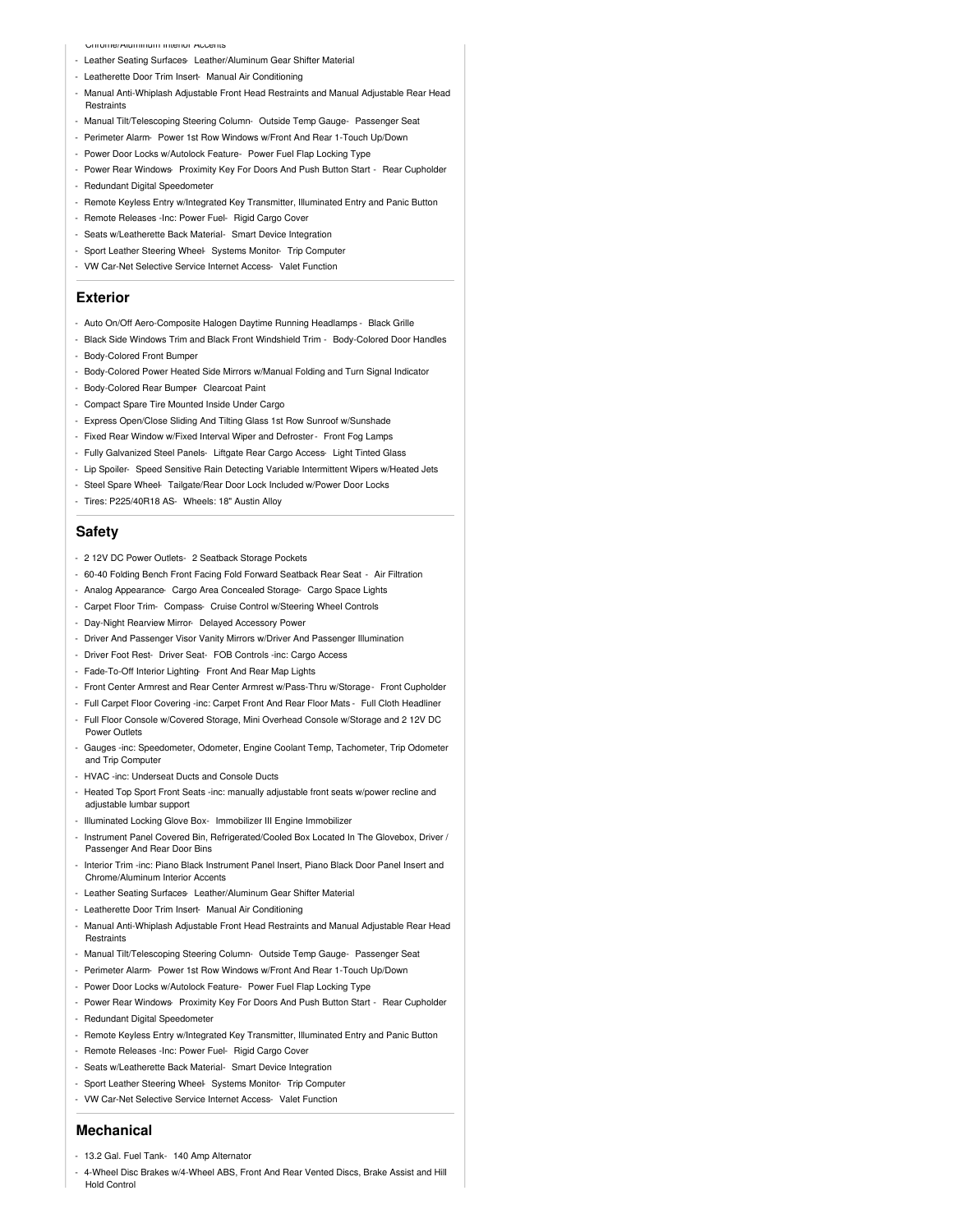Chrome/Aluminum Interior Accents

- Leather Seating Surfaces- Leather/Aluminum Gear Shifter Material
- Leatherette Door Trim Insert- Manual Air Conditioning
- Manual Anti-Whiplash Adjustable Front Head Restraints and Manual Adjustable Rear Head Restraints
- Manual Tilt/Telescoping Steering Column- Outside Temp Gauge- Passenger Seat
- Perimeter Alarm- Power 1st Row Windows w/Front And Rear 1-Touch Up/Down
- Power Door Locks w/Autolock Feature- Power Fuel Flap Locking Type
- Power Rear Windows- Proximity Key For Doors And Push Button Start - Rear Cupholder
- Redundant Digital Speedometer
- Remote Keyless Entry w/Integrated Key Transmitter, Illuminated Entry and Panic Button
- Remote Releases -Inc: Power Fuel- Rigid Cargo Cover
- Seats w/Leatherette Back Material- Smart Device Integration
- Sport Leather Steering Wheel- Systems Monitor- Trip Computer
- VW Car-Net Selective Service Internet Access- Valet Function

## Exterior

- Auto On/Off Aero-Composite Halogen Daytime Running Headlamps - Black Grille
- Black Side Windows Trim and Black Front Windshield Trim - Body-Colored Door Handles
- Body-Colored Front Bumper
- Body-Colored Power Heated Side Mirrors w/Manual Folding and Turn Signal Indicator
- Body-Colored Rear Bumper- Clearcoat Paint
- Compact Spare Tire Mounted Inside Under Cargo
- Express Open/Close Sliding And Tilting Glass 1st Row Sunroof w/Sunshade
- Fixed Rear Window w/Fixed Interval Wiper and Defroster - Front Fog Lamps
- Fully Galvanized Steel Panels- Liftgate Rear Cargo Access- Light Tinted Glass
- Lip Spoiler- Speed Sensitive Rain Detecting Variable Intermittent Wipers w/Heated Jets
- Steel Spare Wheel- Tailgate/Rear Door Lock Included w/Power Door Locks
- Tires: P225/40R18 AS- Wheels: 18" Austin Alloy

## Safety

- 2 12V DC Power Outlets- 2 Seatback Storage Pockets
- 60-40 Folding Bench Front Facing Fold Forward Seatback Rear Seat - Air Filtration
- Analog Appearance- Cargo Area Concealed Storage- Cargo Space Lights
- Carpet Floor Trim- Compass- Cruise Control w/Steering Wheel Controls
- Day-Night Rearview Mirror- Delayed Accessory Power
- Driver And Passenger Visor Vanity Mirrors w/Driver And Passenger Illumination
- Driver Foot Rest- Driver Seat- FOB Controls -inc: Cargo Access
- Fade-To-Off Interior Lighting- Front And Rear Map Lights
- Front Center Armrest and Rear Center Armrest w/Pass-Thru w/Storage - Front Cupholder
- Full Carpet Floor Covering -inc: Carpet Front And Rear Floor Mats - Full Cloth Headliner
- Full Floor Console w/Covered Storage, Mini Overhead Console w/Storage and 2 12V DC Power Outlets
- Gauges -inc: Speedometer, Odometer, Engine Coolant Temp, Tachometer, Trip Odometer and Trip Computer
- HVAC -inc: Underseat Ducts and Console Ducts
- Heated Top Sport Front Seats -inc: manually adjustable front seats w/power recline and adjustable lumbar support
- Illuminated Locking Glove Box- Immobilizer III Engine Immobilizer
- Instrument Panel Covered Bin, Refrigerated/Cooled Box Located In The Glovebox, Driver / Passenger And Rear Door Bins
- Interior Trim -inc: Piano Black Instrument Panel Insert, Piano Black Door Panel Insert and Chrome/Aluminum Interior Accents
- Leather Seating Surfaces- Leather/Aluminum Gear Shifter Material
- Leatherette Door Trim Insert- Manual Air Conditioning
- Manual Anti-Whiplash Adjustable Front Head Restraints and Manual Adjustable Rear Head Restraints
- Manual Tilt/Telescoping Steering Column- Outside Temp Gauge- Passenger Seat
- Perimeter Alarm- Power 1st Row Windows w/Front And Rear 1-Touch Up/Down
- Power Door Locks w/Autolock Feature- Power Fuel Flap Locking Type
- Power Rear Windows- Proximity Key For Doors And Push Button Start - Rear Cupholder
- Redundant Digital Speedometer
- Remote Keyless Entry w/Integrated Key Transmitter, Illuminated Entry and Panic Button
- Remote Releases -Inc: Power Fuel- Rigid Cargo Cover
- Seats w/Leatherette Back Material- Smart Device Integration
- Sport Leather Steering Wheel- Systems Monitor- Trip Computer
- VW Car-Net Selective Service Internet Access- Valet Function

## Mechanical

- 13.2 Gal. Fuel Tank- 140 Amp Alternator
- 4-Wheel Disc Brakes w/4-Wheel ABS, Front And Rear Vented Discs, Brake Assist and Hill Hold Control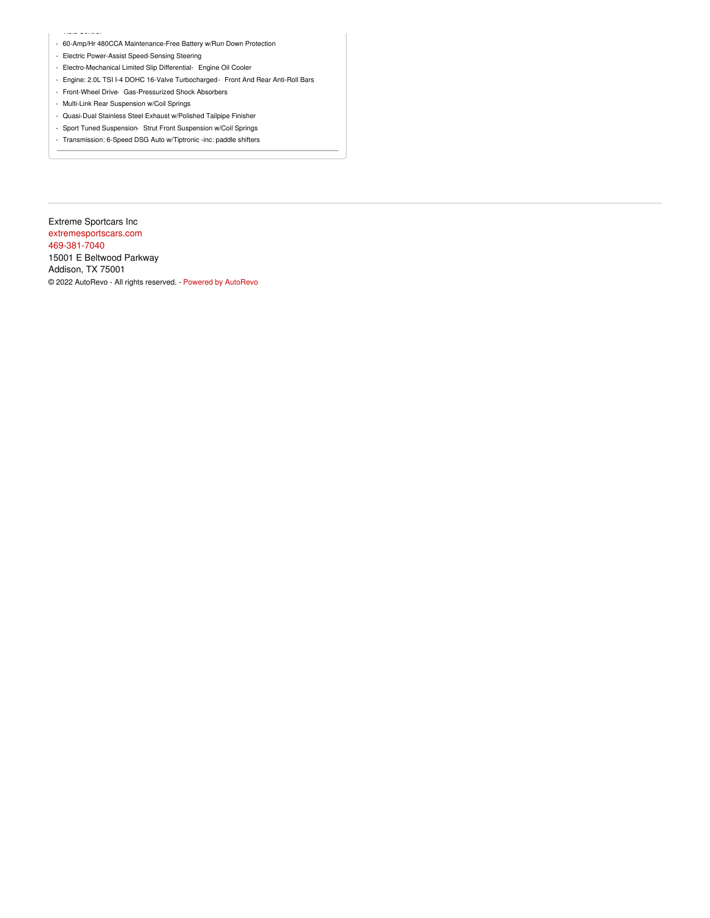- 60-Amp/Hr 480CCA Maintenance-Free Battery w/Run Down Protection
- Electric Power-Assist Speed-Sensing Steering
- Electro-Mechanical Limited Slip Differential
- Engine Oil Cooler
- Engine: 2.0L TSI I-4 DOHC 16-Valve Turbocharged
- Front And Rear Anti-Roll Bars
- Front-Wheel Drive
- Gas-Pressurized Shock Absorbers
- Multi-Link Rear Suspension w/Coil Springs
- Quasi-Dual Stainless Steel Exhaust w/Polished Tailpipe Finisher
- Sport Tuned Suspension
- Strut Front Suspension w/Coil Springs
- Transmission: 6-Speed DSG Auto w/Tiptronic -inc: paddle shifters

---

Extreme Sportcars Inc
extremesportscars.com
469-381-7040
15001 E Beltwood Parkway
Addison, TX 75001
© 2022 AutoRevo - All rights reserved. - Powered by AutoRevo